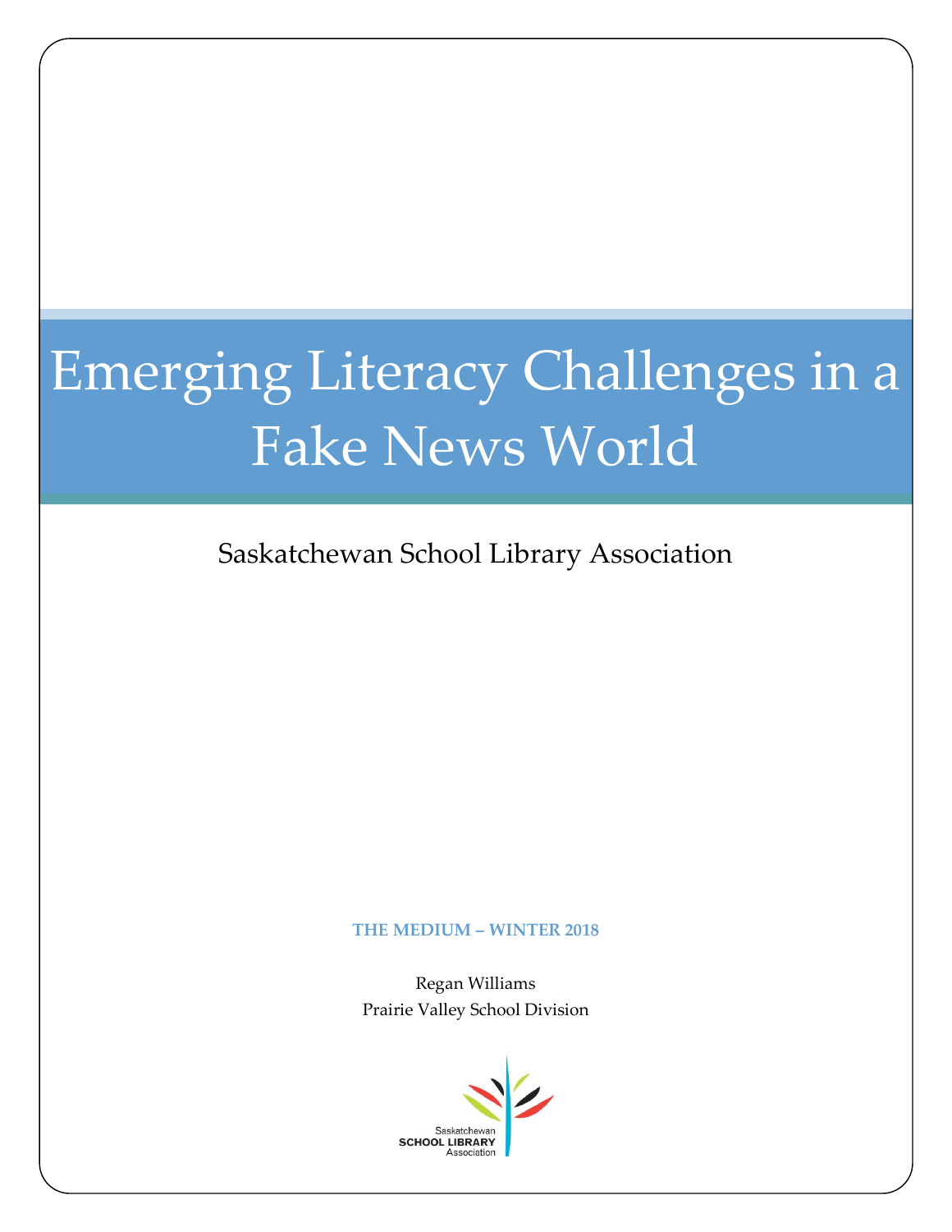# Emerging Literacy Challenges in a Fake News World

Saskatchewan School Library Association

**THE MEDIUM – WINTER 2018**

Regan Williams
Prairie Valley School Division

Saskatchewan
SCHOOL LIBRARY
Association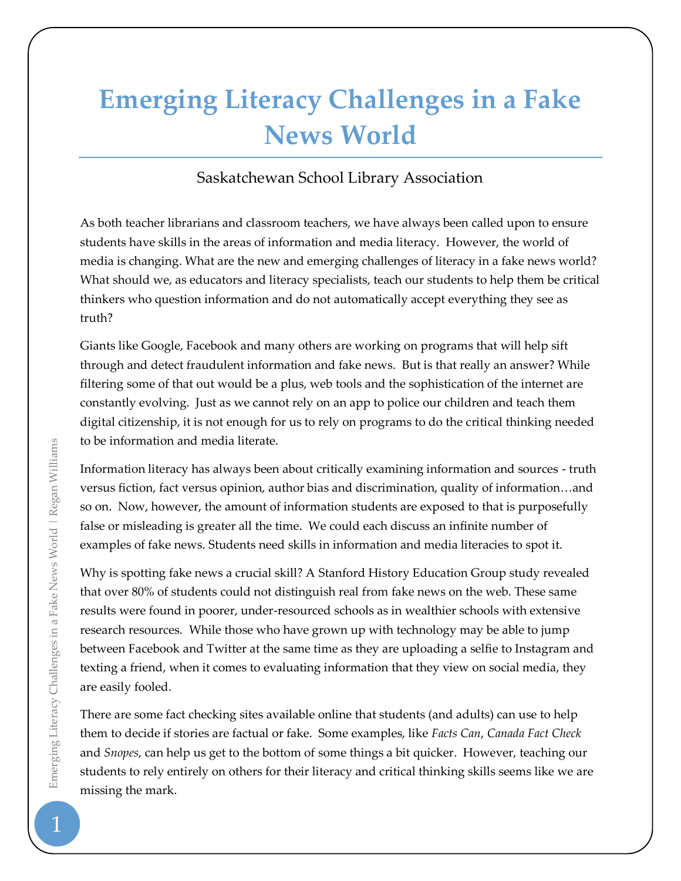# Emerging Literacy Challenges in a Fake News World

Saskatchewan School Library Association

As both teacher librarians and classroom teachers, we have always been called upon to ensure students have skills in the areas of information and media literacy. However, the world of media is changing. What are the new and emerging challenges of literacy in a fake news world? What should we, as educators and literacy specialists, teach our students to help them be critical thinkers who question information and do not automatically accept everything they see as truth?

Giants like Google, Facebook and many others are working on programs that will help sift through and detect fraudulent information and fake news. But is that really an answer? While filtering some of that out would be a plus, web tools and the sophistication of the internet are constantly evolving. Just as we cannot rely on an app to police our children and teach them digital citizenship, it is not enough for us to rely on programs to do the critical thinking needed to be information and media literate.

Information literacy has always been about critically examining information and sources - truth versus fiction, fact versus opinion, author bias and discrimination, quality of information…and so on. Now, however, the amount of information students are exposed to that is purposefully false or misleading is greater all the time. We could each discuss an infinite number of examples of fake news. Students need skills in information and media literacies to spot it.

Why is spotting fake news a crucial skill? A Stanford History Education Group study revealed that over 80% of students could not distinguish real from fake news on the web. These same results were found in poorer, under-resourced schools as in wealthier schools with extensive research resources. While those who have grown up with technology may be able to jump between Facebook and Twitter at the same time as they are uploading a selfie to Instagram and texting a friend, when it comes to evaluating information that they view on social media, they are easily fooled.

There are some fact checking sites available online that students (and adults) can use to help them to decide if stories are factual or fake. Some examples, like *Facts Can*, *Canada Fact Check* and *Snopes*, can help us get to the bottom of some things a bit quicker. However, teaching our students to rely entirely on others for their literacy and critical thinking skills seems like we are missing the mark.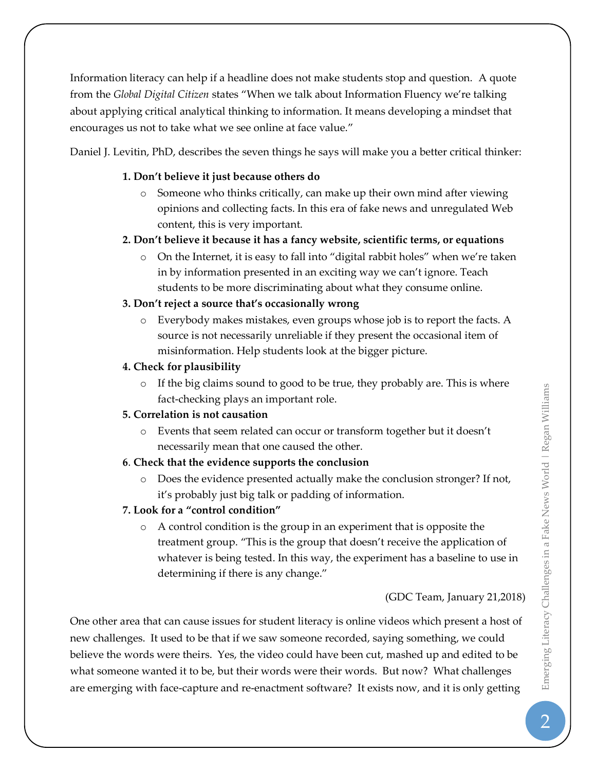Information literacy can help if a headline does not make students stop and question. A quote from the *Global Digital Citizen* states "When we talk about Information Fluency we're talking about applying critical analytical thinking to information. It means developing a mindset that encourages us not to take what we see online at face value."

Daniel J. Levitin, PhD, describes the seven things he says will make you a better critical thinker:

1. **Don't believe it just because others do**
   - Someone who thinks critically, can make up their own mind after viewing opinions and collecting facts. In this era of fake news and unregulated Web content, this is very important.
2. **Don't believe it because it has a fancy website, scientific terms, or equations**
   - On the Internet, it is easy to fall into "digital rabbit holes" when we're taken in by information presented in an exciting way we can't ignore. Teach students to be more discriminating about what they consume online.
3. **Don't reject a source that's occasionally wrong**
   - Everybody makes mistakes, even groups whose job is to report the facts. A source is not necessarily unreliable if they present the occasional item of misinformation. Help students look at the bigger picture.
4. **Check for plausibility**
   - If the big claims sound to good to be true, they probably are. This is where fact-checking plays an important role.
5. **Correlation is not causation**
   - Events that seem related can occur or transform together but it doesn't necessarily mean that one caused the other.
6. **Check that the evidence supports the conclusion**
   - Does the evidence presented actually make the conclusion stronger? If not, it's probably just big talk or padding of information.
7. **Look for a "control condition"**
   - A control condition is the group in an experiment that is opposite the treatment group. "This is the group that doesn't receive the application of whatever is being tested. In this way, the experiment has a baseline to use in determining if there is any change."

(GDC Team, January 21,2018)

One other area that can cause issues for student literacy is online videos which present a host of new challenges. It used to be that if we saw someone recorded, saying something, we could believe the words were theirs. Yes, the video could have been cut, mashed up and edited to be what someone wanted it to be, but their words were their words. But now? What challenges are emerging with face-capture and re-enactment software? It exists now, and it is only getting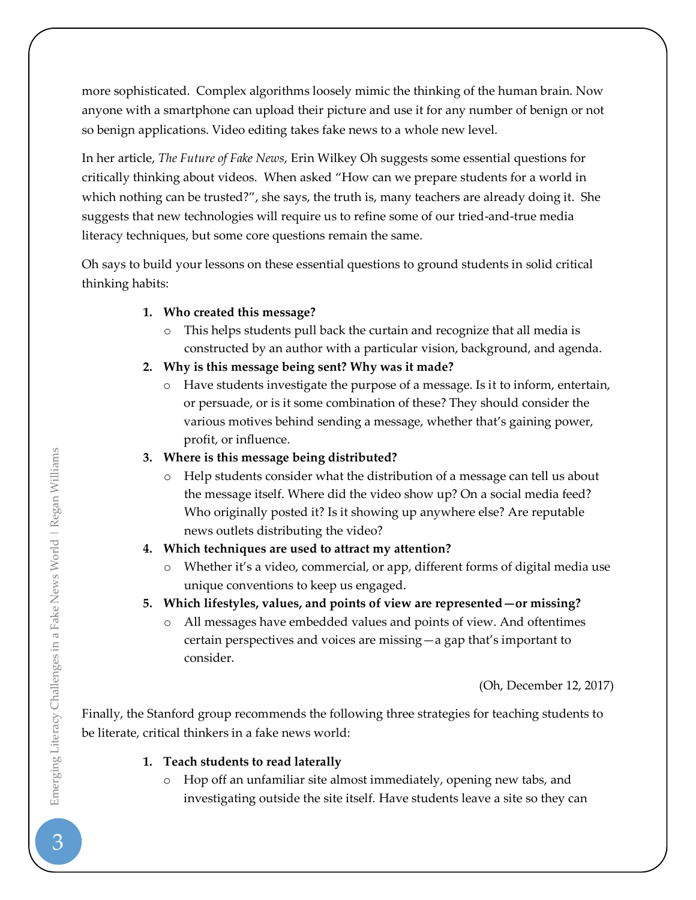more sophisticated. Complex algorithms loosely mimic the thinking of the human brain. Now anyone with a smartphone can upload their picture and use it for any number of benign or not so benign applications. Video editing takes fake news to a whole new level.

In her article, *The Future of Fake News*, Erin Wilkey Oh suggests some essential questions for critically thinking about videos. When asked "How can we prepare students for a world in which nothing can be trusted?", she says, the truth is, many teachers are already doing it. She suggests that new technologies will require us to refine some of our tried-and-true media literacy techniques, but some core questions remain the same.

Oh says to build your lessons on these essential questions to ground students in solid critical thinking habits:

1. **Who created this message?**
   - This helps students pull back the curtain and recognize that all media is constructed by an author with a particular vision, background, and agenda.
2. **Why is this message being sent? Why was it made?**
   - Have students investigate the purpose of a message. Is it to inform, entertain, or persuade, or is it some combination of these? They should consider the various motives behind sending a message, whether that's gaining power, profit, or influence.
3. **Where is this message being distributed?**
   - Help students consider what the distribution of a message can tell us about the message itself. Where did the video show up? On a social media feed? Who originally posted it? Is it showing up anywhere else? Are reputable news outlets distributing the video?
4. **Which techniques are used to attract my attention?**
   - Whether it's a video, commercial, or app, different forms of digital media use unique conventions to keep us engaged.
5. **Which lifestyles, values, and points of view are represented—or missing?**
   - All messages have embedded values and points of view. And oftentimes certain perspectives and voices are missing—a gap that's important to consider.

(Oh, December 12, 2017)

Finally, the Stanford group recommends the following three strategies for teaching students to be literate, critical thinkers in a fake news world:

1. **Teach students to read laterally**
   - Hop off an unfamiliar site almost immediately, opening new tabs, and investigating outside the site itself. Have students leave a site so they can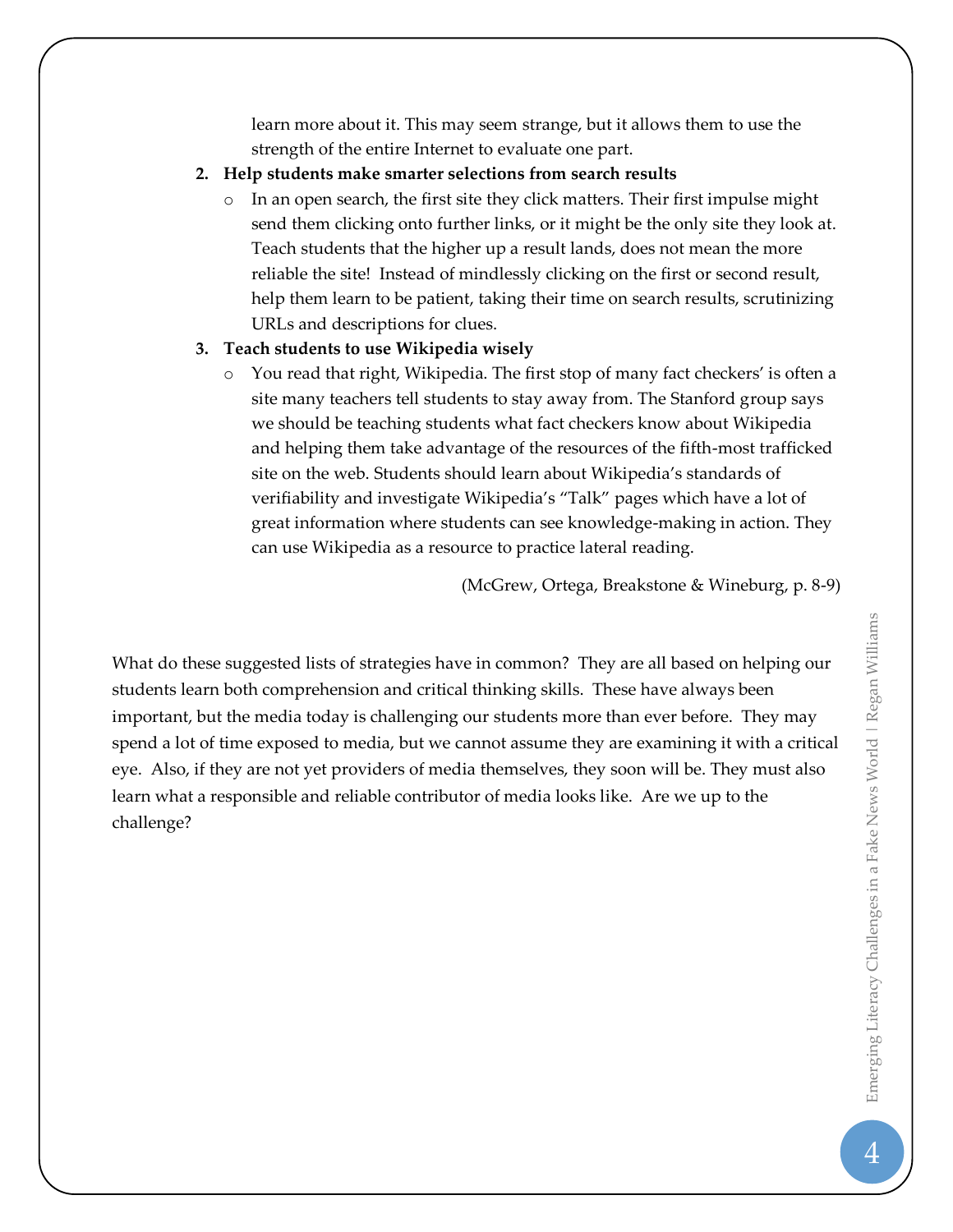learn more about it. This may seem strange, but it allows them to use the strength of the entire Internet to evaluate one part.

2. **Help students make smarter selections from search results**
   - In an open search, the first site they click matters. Their first impulse might send them clicking onto further links, or it might be the only site they look at. Teach students that the higher up a result lands, does not mean the more reliable the site! Instead of mindlessly clicking on the first or second result, help them learn to be patient, taking their time on search results, scrutinizing URLs and descriptions for clues.
3. **Teach students to use Wikipedia wisely**
   - You read that right, Wikipedia. The first stop of many fact checkers' is often a site many teachers tell students to stay away from. The Stanford group says we should be teaching students what fact checkers know about Wikipedia and helping them take advantage of the resources of the fifth-most trafficked site on the web. Students should learn about Wikipedia's standards of verifiability and investigate Wikipedia's "Talk" pages which have a lot of great information where students can see knowledge-making in action. They can use Wikipedia as a resource to practice lateral reading.

(McGrew, Ortega, Breakstone & Wineburg, p. 8-9)

What do these suggested lists of strategies have in common? They are all based on helping our students learn both comprehension and critical thinking skills. These have always been important, but the media today is challenging our students more than ever before. They may spend a lot of time exposed to media, but we cannot assume they are examining it with a critical eye. Also, if they are not yet providers of media themselves, they soon will be. They must also learn what a responsible and reliable contributor of media looks like. Are we up to the challenge?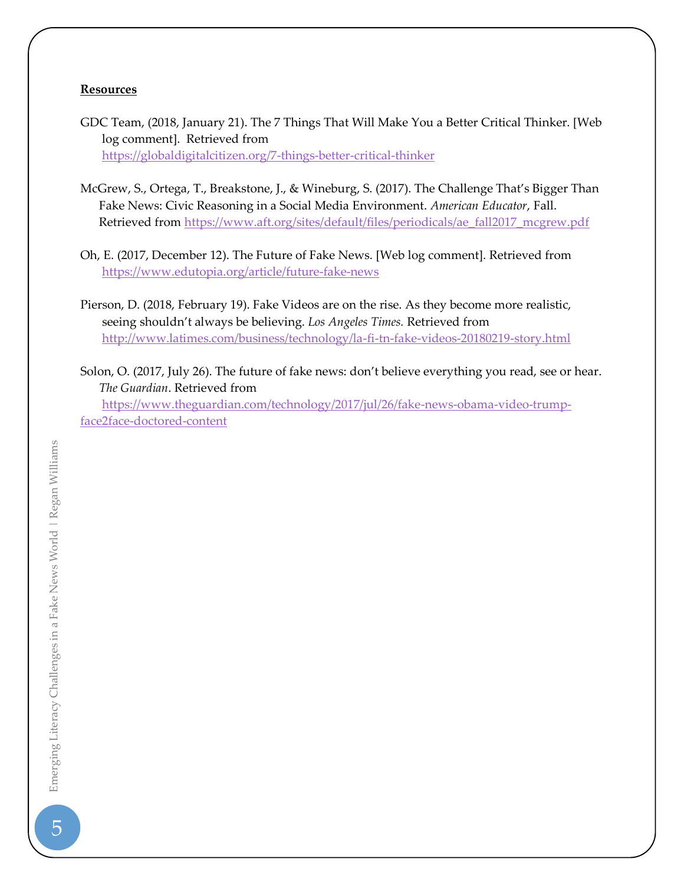**Resources**

GDC Team, (2018, January 21). The 7 Things That Will Make You a Better Critical Thinker. [Web log comment]. Retrieved from https://globaldigitalcitizen.org/7-things-better-critical-thinker

McGrew, S., Ortega, T., Breakstone, J., & Wineburg, S. (2017). The Challenge That's Bigger Than Fake News: Civic Reasoning in a Social Media Environment. *American Educator*, Fall. Retrieved from https://www.aft.org/sites/default/files/periodicals/ae_fall2017_mcgrew.pdf

Oh, E. (2017, December 12). The Future of Fake News. [Web log comment]. Retrieved from https://www.edutopia.org/article/future-fake-news

Pierson, D. (2018, February 19). Fake Videos are on the rise. As they become more realistic, seeing shouldn't always be believing. *Los Angeles Times.* Retrieved from http://www.latimes.com/business/technology/la-fi-tn-fake-videos-20180219-story.html

Solon, O. (2017, July 26). The future of fake news: don't believe everything you read, see or hear. *The Guardian*. Retrieved from https://www.theguardian.com/technology/2017/jul/26/fake-news-obama-video-trump-face2face-doctored-content